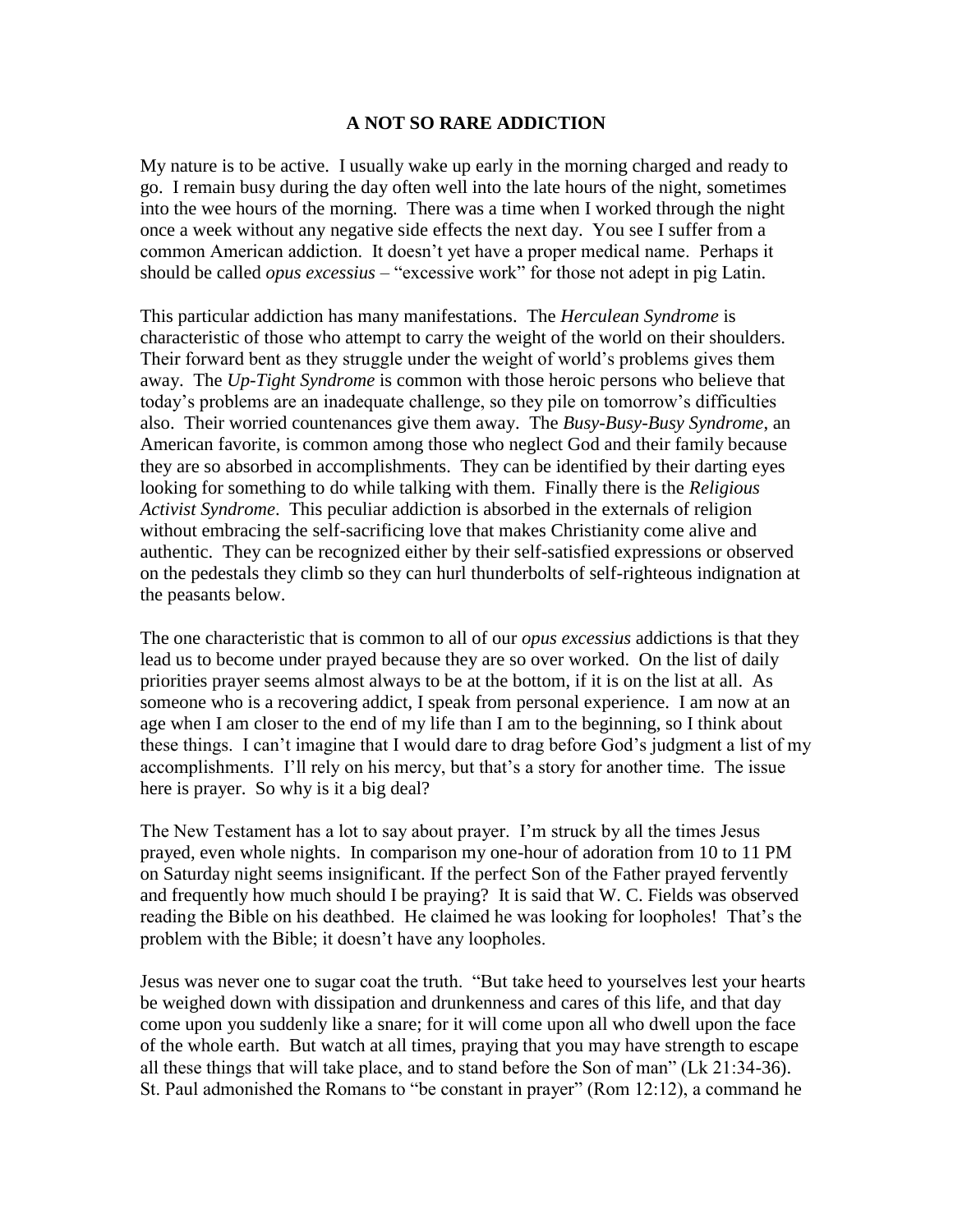# A NOT SO RARE ADDICTION

My nature is to be active. I usually wake up early in the morning charged and ready to go. I remain busy during the day often well into the late hours of the night, sometimes into the wee hours of the morning. There was a time when I worked through the night once a week without any negative side effects the next day. You see I suffer from a common American addiction. It doesn't yet have a proper medical name. Perhaps it should be called *opus excessius* – "excessive work" for those not adept in pig Latin.

This particular addiction has many manifestations. The *Herculean Syndrome* is characteristic of those who attempt to carry the weight of the world on their shoulders. Their forward bent as they struggle under the weight of world's problems gives them away. The *Up-Tight Syndrome* is common with those heroic persons who believe that today's problems are an inadequate challenge, so they pile on tomorrow's difficulties also. Their worried countenances give them away. The *Busy-Busy-Busy Syndrome*, an American favorite, is common among those who neglect God and their family because they are so absorbed in accomplishments. They can be identified by their darting eyes looking for something to do while talking with them. Finally there is the *Religious Activist Syndrome*. This peculiar addiction is absorbed in the externals of religion without embracing the self-sacrificing love that makes Christianity come alive and authentic. They can be recognized either by their self-satisfied expressions or observed on the pedestals they climb so they can hurl thunderbolts of self-righteous indignation at the peasants below.

The one characteristic that is common to all of our *opus excessius* addictions is that they lead us to become under prayed because they are so over worked. On the list of daily priorities prayer seems almost always to be at the bottom, if it is on the list at all. As someone who is a recovering addict, I speak from personal experience. I am now at an age when I am closer to the end of my life than I am to the beginning, so I think about these things. I can't imagine that I would dare to drag before God's judgment a list of my accomplishments. I'll rely on his mercy, but that's a story for another time. The issue here is prayer. So why is it a big deal?

The New Testament has a lot to say about prayer. I'm struck by all the times Jesus prayed, even whole nights. In comparison my one-hour of adoration from 10 to 11 PM on Saturday night seems insignificant. If the perfect Son of the Father prayed fervently and frequently how much should I be praying? It is said that W. C. Fields was observed reading the Bible on his deathbed. He claimed he was looking for loopholes! That's the problem with the Bible; it doesn't have any loopholes.

Jesus was never one to sugar coat the truth. "But take heed to yourselves lest your hearts be weighed down with dissipation and drunkenness and cares of this life, and that day come upon you suddenly like a snare; for it will come upon all who dwell upon the face of the whole earth. But watch at all times, praying that you may have strength to escape all these things that will take place, and to stand before the Son of man" (Lk 21:34-36). St. Paul admonished the Romans to "be constant in prayer" (Rom 12:12), a command he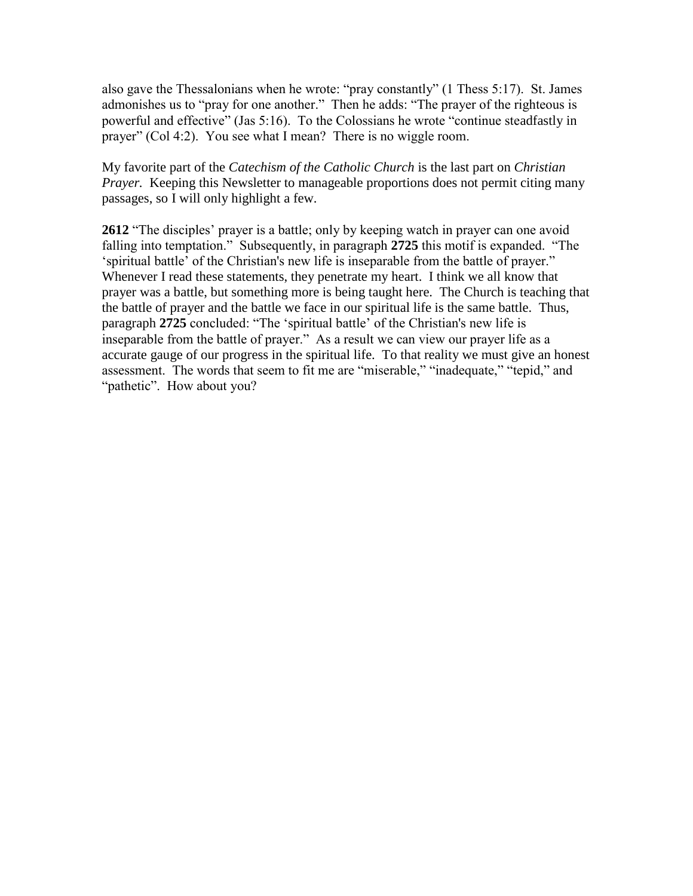also gave the Thessalonians when he wrote: “pray constantly” (1 Thess 5:17). St. James admonishes us to “pray for one another.” Then he adds: “The prayer of the righteous is powerful and effective” (Jas 5:16). To the Colossians he wrote “continue steadfastly in prayer” (Col 4:2). You see what I mean? There is no wiggle room.

My favorite part of the *Catechism of the Catholic Church* is the last part on *Christian Prayer.* Keeping this Newsletter to manageable proportions does not permit citing many passages, so I will only highlight a few.

**2612** “The disciples’ prayer is a battle; only by keeping watch in prayer can one avoid falling into temptation.” Subsequently, in paragraph **2725** this motif is expanded. “The ‘spiritual battle’ of the Christian's new life is inseparable from the battle of prayer.” Whenever I read these statements, they penetrate my heart. I think we all know that prayer was a battle, but something more is being taught here. The Church is teaching that the battle of prayer and the battle we face in our spiritual life is the same battle. Thus, paragraph **2725** concluded: “The ‘spiritual battle’ of the Christian's new life is inseparable from the battle of prayer.” As a result we can view our prayer life as a accurate gauge of our progress in the spiritual life. To that reality we must give an honest assessment. The words that seem to fit me are “miserable,” “inadequate,” “tepid,” and “pathetic”. How about you?